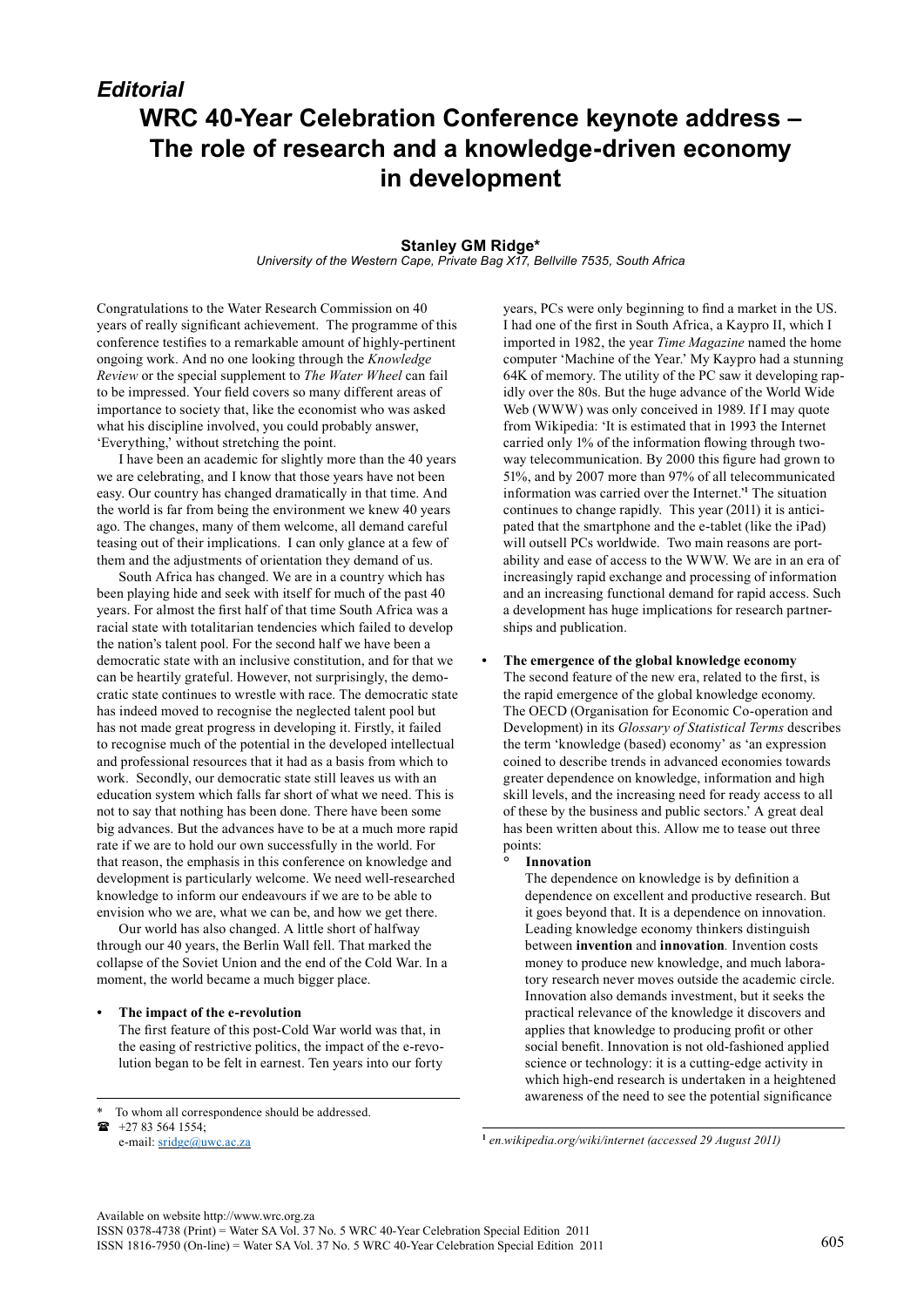*Editorial*

# WRC 40-Year Celebration Conference keynote address – The role of research and a knowledge-driven economy in development

**Stanley GM Ridge***

*University of the Western Cape, Private Bag X17, Bellville 7535, South Africa*

Congratulations to the Water Research Commission on 40 years of really significant achievement. The programme of this conference testifies to a remarkable amount of highly-pertinent ongoing work. And no one looking through the *Knowledge Review* or the special supplement to *The Water Wheel* can fail to be impressed. Your field covers so many different areas of importance to society that, like the economist who was asked what his discipline involved, you could probably answer, 'Everything,' without stretching the point.

I have been an academic for slightly more than the 40 years we are celebrating, and I know that those years have not been easy. Our country has changed dramatically in that time. And the world is far from being the environment we knew 40 years ago. The changes, many of them welcome, all demand careful teasing out of their implications. I can only glance at a few of them and the adjustments of orientation they demand of us.

South Africa has changed. We are in a country which has been playing hide and seek with itself for much of the past 40 years. For almost the first half of that time South Africa was a racial state with totalitarian tendencies which failed to develop the nation's talent pool. For the second half we have been a democratic state with an inclusive constitution, and for that we can be heartily grateful. However, not surprisingly, the democratic state continues to wrestle with race. The democratic state has indeed moved to recognise the neglected talent pool but has not made great progress in developing it. Firstly, it failed to recognise much of the potential in the developed intellectual and professional resources that it had as a basis from which to work. Secondly, our democratic state still leaves us with an education system which falls far short of what we need. This is not to say that nothing has been done. There have been some big advances. But the advances have to be at a much more rapid rate if we are to hold our own successfully in the world. For that reason, the emphasis in this conference on knowledge and development is particularly welcome. We need well-researched knowledge to inform our endeavours if we are to be able to envision who we are, what we can be, and how we get there.

Our world has also changed. A little short of halfway through our 40 years, the Berlin Wall fell. That marked the collapse of the Soviet Union and the end of the Cold War. In a moment, the world became a much bigger place.

- **The impact of the e-revolution**

  The first feature of this post-Cold War world was that, in the easing of restrictive politics, the impact of the e-revolution began to be felt in earnest. Ten years into our forty years, PCs were only beginning to find a market in the US. I had one of the first in South Africa, a Kaypro II, which I imported in 1982, the year *Time Magazine* named the home computer 'Machine of the Year.' My Kaypro had a stunning 64K of memory. The utility of the PC saw it developing rapidly over the 80s. But the huge advance of the World Wide Web (WWW) was only conceived in 1989. If I may quote from Wikipedia: 'It is estimated that in 1993 the Internet carried only 1% of the information flowing through two-way telecommunication. By 2000 this figure had grown to 51%, and by 2007 more than 97% of all telecommunicated information was carried over the Internet.'[1] The situation continues to change rapidly. This year (2011) it is anticipated that the smartphone and the e-tablet (like the iPad) will outsell PCs worldwide. Two main reasons are portability and ease of access to the WWW. We are in an era of increasingly rapid exchange and processing of information and an increasing functional demand for rapid access. Such a development has huge implications for research partnerships and publication.

- **The emergence of the global knowledge economy**

  The second feature of the new era, related to the first, is the rapid emergence of the global knowledge economy. The OECD (Organisation for Economic Co-operation and Development) in its *Glossary of Statistical Terms* describes the term 'knowledge (based) economy' as 'an expression coined to describe trends in advanced economies towards greater dependence on knowledge, information and high skill levels, and the increasing need for ready access to all of these by the business and public sectors.' A great deal has been written about this. Allow me to tease out three points:

  - **Innovation**

    The dependence on knowledge is by definition a dependence on excellent and productive research. But it goes beyond that. It is a dependence on innovation. Leading knowledge economy thinkers distinguish between **invention** and **innovation**. Invention costs money to produce new knowledge, and much laboratory research never moves outside the academic circle. Innovation also demands investment, but it seeks the practical relevance of the knowledge it discovers and applies that knowledge to producing profit or other social benefit. Innovation is not old-fashioned applied science or technology: it is a cutting-edge activity in which high-end research is undertaken in a heightened awareness of the need to see the potential significance

---

\* To whom all correspondence should be addressed.
☎ +27 83 564 1554;
e-mail: sridge@uwc.ac.za

[1] *en.wikipedia.org/wiki/internet (accessed 29 August 2011)*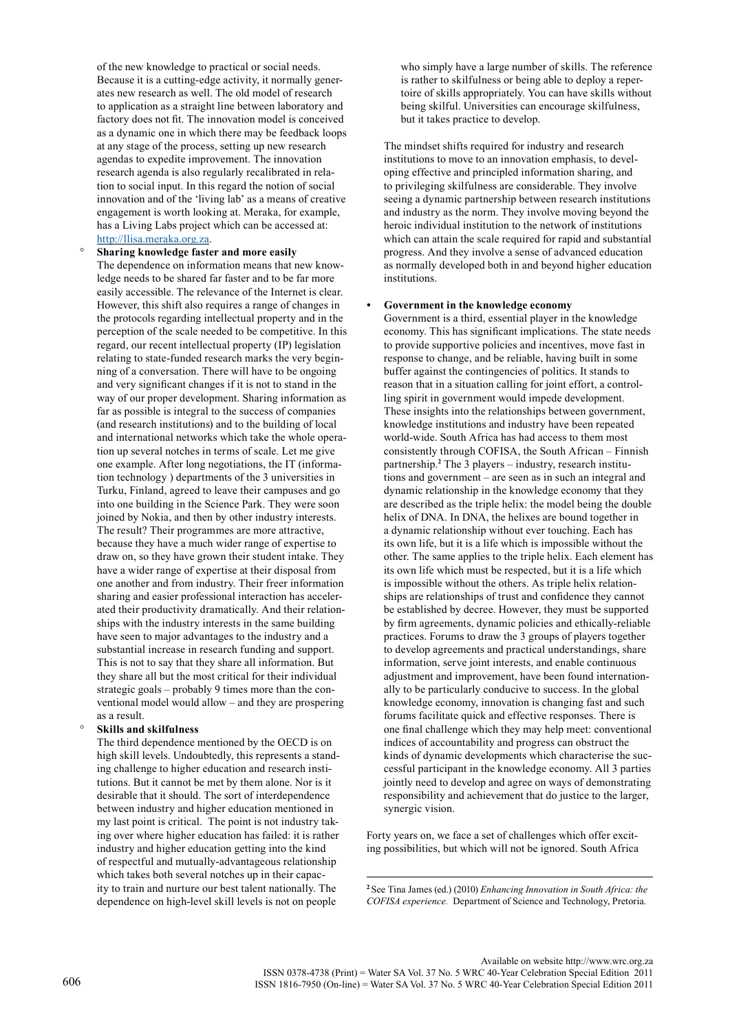of the new knowledge to practical or social needs. Because it is a cutting-edge activity, it normally generates new research as well. The old model of research to application as a straight line between laboratory and factory does not fit. The innovation model is conceived as a dynamic one in which there may be feedback loops at any stage of the process, setting up new research agendas to expedite improvement. The innovation research agenda is also regularly recalibrated in relation to social input. In this regard the notion of social innovation and of the 'living lab' as a means of creative engagement is worth looking at. Meraka, for example, has a Living Labs project which can be accessed at: http://llisa.meraka.org.za.

- **Sharing knowledge faster and more easily**
  The dependence on information means that new knowledge needs to be shared far faster and to be far more easily accessible. The relevance of the Internet is clear. However, this shift also requires a range of changes in the protocols regarding intellectual property and in the perception of the scale needed to be competitive. In this regard, our recent intellectual property (IP) legislation relating to state-funded research marks the very beginning of a conversation. There will have to be ongoing and very significant changes if it is not to stand in the way of our proper development. Sharing information as far as possible is integral to the success of companies (and research institutions) and to the building of local and international networks which take the whole operation up several notches in terms of scale. Let me give one example. After long negotiations, the IT (information technology ) departments of the 3 universities in Turku, Finland, agreed to leave their campuses and go into one building in the Science Park. They were soon joined by Nokia, and then by other industry interests. The result? Their programmes are more attractive, because they have a much wider range of expertise to draw on, so they have grown their student intake. They have a wider range of expertise at their disposal from one another and from industry. Their freer information sharing and easier professional interaction has accelerated their productivity dramatically. And their relationships with the industry interests in the same building have seen to major advantages to the industry and a substantial increase in research funding and support. This is not to say that they share all information. But they share all but the most critical for their individual strategic goals – probably 9 times more than the conventional model would allow – and they are prospering as a result.

- **Skills and skilfulness**
  The third dependence mentioned by the OECD is on high skill levels. Undoubtedly, this represents a standing challenge to higher education and research institutions. But it cannot be met by them alone. Nor is it desirable that it should. The sort of interdependence between industry and higher education mentioned in my last point is critical. The point is not industry taking over where higher education has failed: it is rather industry and higher education getting into the kind of respectful and mutually-advantageous relationship which takes both several notches up in their capacity to train and nurture our best talent nationally. The dependence on high-level skill levels is not on people who simply have a large number of skills. The reference is rather to skilfulness or being able to deploy a repertoire of skills appropriately. You can have skills without being skilful. Universities can encourage skilfulness, but it takes practice to develop.

The mindset shifts required for industry and research institutions to move to an innovation emphasis, to developing effective and principled information sharing, and to privileging skilfulness are considerable. They involve seeing a dynamic partnership between research institutions and industry as the norm. They involve moving beyond the heroic individual institution to the network of institutions which can attain the scale required for rapid and substantial progress. And they involve a sense of advanced education as normally developed both in and beyond higher education institutions.

- **Government in the knowledge economy**
  Government is a third, essential player in the knowledge economy. This has significant implications. The state needs to provide supportive policies and incentives, move fast in response to change, and be reliable, having built in some buffer against the contingencies of politics. It stands to reason that in a situation calling for joint effort, a controlling spirit in government would impede development. These insights into the relationships between government, knowledge institutions and industry have been repeated world-wide. South Africa has had access to them most consistently through COFISA, the South African – Finnish partnership.[2] The 3 players – industry, research institutions and government – are seen as in such an integral and dynamic relationship in the knowledge economy that they are described as the triple helix: the model being the double helix of DNA. In DNA, the helixes are bound together in a dynamic relationship without ever touching. Each has its own life, but it is a life which is impossible without the other. The same applies to the triple helix. Each element has its own life which must be respected, but it is a life which is impossible without the others. As triple helix relationships are relationships of trust and confidence they cannot be established by decree. However, they must be supported by firm agreements, dynamic policies and ethically-reliable practices. Forums to draw the 3 groups of players together to develop agreements and practical understandings, share information, serve joint interests, and enable continuous adjustment and improvement, have been found internationally to be particularly conducive to success. In the global knowledge economy, innovation is changing fast and such forums facilitate quick and effective responses. There is one final challenge which they may help meet: conventional indices of accountability and progress can obstruct the kinds of dynamic developments which characterise the successful participant in the knowledge economy. All 3 parties jointly need to develop and agree on ways of demonstrating responsibility and achievement that do justice to the larger, synergic vision.

Forty years on, we face a set of challenges which offer exciting possibilities, but which will not be ignored. South Africa

[2] See Tina James (ed.) (2010) *Enhancing Innovation in South Africa: the COFISA experience.* Department of Science and Technology, Pretoria.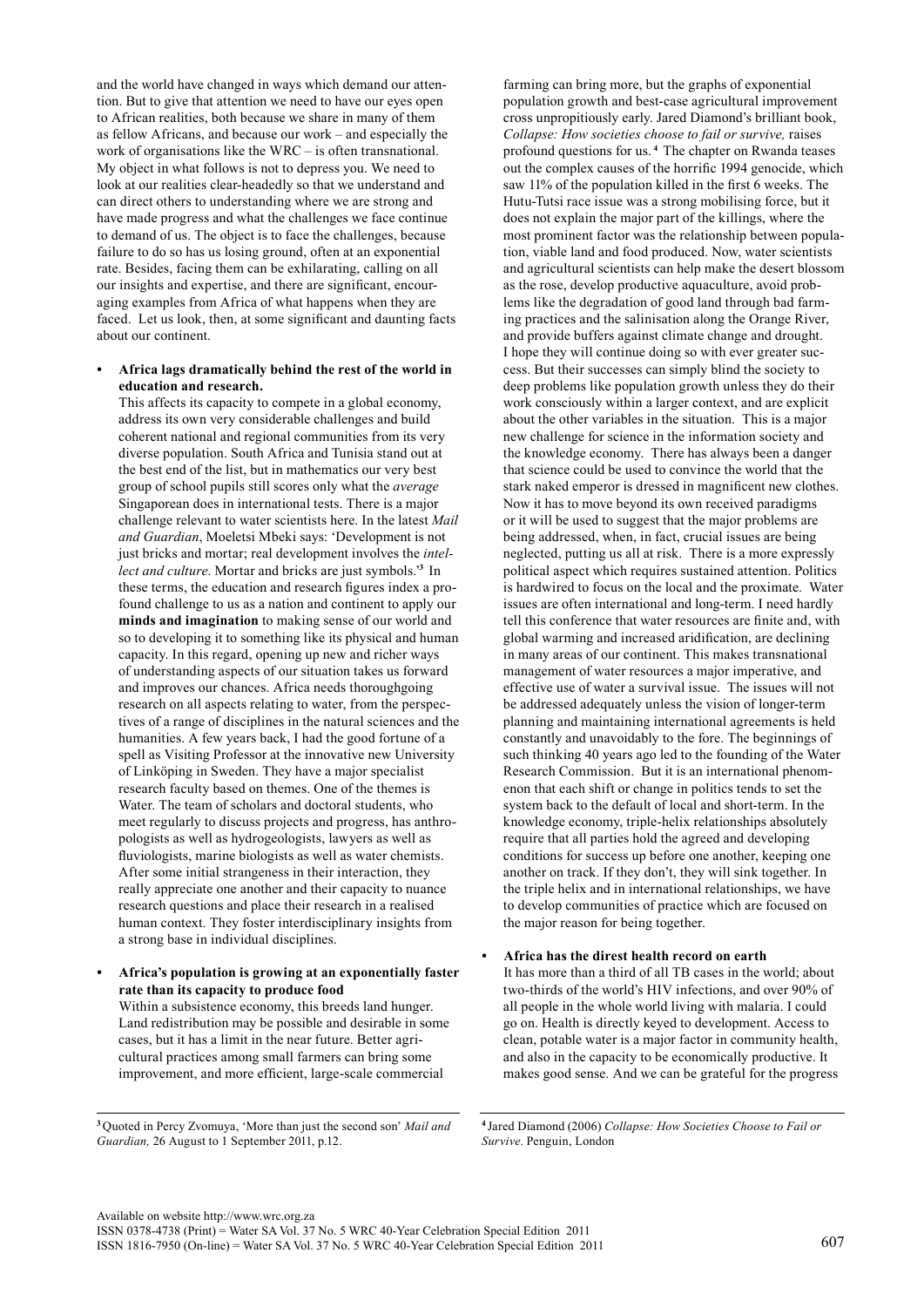and the world have changed in ways which demand our attention. But to give that attention we need to have our eyes open to African realities, both because we share in many of them as fellow Africans, and because our work – and especially the work of organisations like the WRC – is often transnational. My object in what follows is not to depress you. We need to look at our realities clear-headedly so that we understand and can direct others to understanding where we are strong and have made progress and what the challenges we face continue to demand of us. The object is to face the challenges, because failure to do so has us losing ground, often at an exponential rate. Besides, facing them can be exhilarating, calling on all our insights and expertise, and there are significant, encouraging examples from Africa of what happens when they are faced. Let us look, then, at some significant and daunting facts about our continent.

- **Africa lags dramatically behind the rest of the world in education and research.**

  This affects its capacity to compete in a global economy, address its own very considerable challenges and build coherent national and regional communities from its very diverse population. South Africa and Tunisia stand out at the best end of the list, but in mathematics our very best group of school pupils still scores only what the *average* Singaporean does in international tests. There is a major challenge relevant to water scientists here. In the latest *Mail and Guardian*, Moeletsi Mbeki says: 'Development is not just bricks and mortar; real development involves the *intellect and culture*. Mortar and bricks are just symbols.'[3] In these terms, the education and research figures index a profound challenge to us as a nation and continent to apply our **minds and imagination** to making sense of our world and so to developing it to something like its physical and human capacity. In this regard, opening up new and richer ways of understanding aspects of our situation takes us forward and improves our chances. Africa needs thoroughgoing research on all aspects relating to water, from the perspectives of a range of disciplines in the natural sciences and the humanities. A few years back, I had the good fortune of a spell as Visiting Professor at the innovative new University of Linköping in Sweden. They have a major specialist research faculty based on themes. One of the themes is Water. The team of scholars and doctoral students, who meet regularly to discuss projects and progress, has anthropologists as well as hydrogeologists, lawyers as well as fluviologists, marine biologists as well as water chemists. After some initial strangeness in their interaction, they really appreciate one another and their capacity to nuance research questions and place their research in a realised human context. They foster interdisciplinary insights from a strong base in individual disciplines.

- **Africa's population is growing at an exponentially faster rate than its capacity to produce food**

  Within a subsistence economy, this breeds land hunger. Land redistribution may be possible and desirable in some cases, but it has a limit in the near future. Better agricultural practices among small farmers can bring some improvement, and more efficient, large-scale commercial farming can bring more, but the graphs of exponential population growth and best-case agricultural improvement cross unpropitiously early. Jared Diamond's brilliant book, *Collapse: How societies choose to fail or survive,* raises profound questions for us.[4] The chapter on Rwanda teases out the complex causes of the horrific 1994 genocide, which saw 11% of the population killed in the first 6 weeks. The Hutu-Tutsi race issue was a strong mobilising force, but it does not explain the major part of the killings, where the most prominent factor was the relationship between population, viable land and food produced. Now, water scientists and agricultural scientists can help make the desert blossom as the rose, develop productive aquaculture, avoid problems like the degradation of good land through bad farming practices and the salinisation along the Orange River, and provide buffers against climate change and drought. I hope they will continue doing so with ever greater success. But their successes can simply blind the society to deep problems like population growth unless they do their work consciously within a larger context, and are explicit about the other variables in the situation. This is a major new challenge for science in the information society and the knowledge economy. There has always been a danger that science could be used to convince the world that the stark naked emperor is dressed in magnificent new clothes. Now it has to move beyond its own received paradigms or it will be used to suggest that the major problems are being addressed, when, in fact, crucial issues are being neglected, putting us all at risk. There is a more expressly political aspect which requires sustained attention. Politics is hardwired to focus on the local and the proximate. Water issues are often international and long-term. I need hardly tell this conference that water resources are finite and, with global warming and increased aridification, are declining in many areas of our continent. This makes transnational management of water resources a major imperative, and effective use of water a survival issue. The issues will not be addressed adequately unless the vision of longer-term planning and maintaining international agreements is held constantly and unavoidably to the fore. The beginnings of such thinking 40 years ago led to the founding of the Water Research Commission. But it is an international phenomenon that each shift or change in politics tends to set the system back to the default of local and short-term. In the knowledge economy, triple-helix relationships absolutely require that all parties hold the agreed and developing conditions for success up before one another, keeping one another on track. If they don't, they will sink together. In the triple helix and in international relationships, we have to develop communities of practice which are focused on the major reason for being together.

- **Africa has the direst health record on earth**

  It has more than a third of all TB cases in the world; about two-thirds of the world's HIV infections, and over 90% of all people in the whole world living with malaria. I could go on. Health is directly keyed to development. Access to clean, potable water is a major factor in community health, and also in the capacity to be economically productive. It makes good sense. And we can be grateful for the progress

---

[3] Quoted in Percy Zvomuya, 'More than just the second son' *Mail and Guardian,* 26 August to 1 September 2011, p.12.

[4] Jared Diamond (2006) *Collapse: How Societies Choose to Fail or Survive*. Penguin, London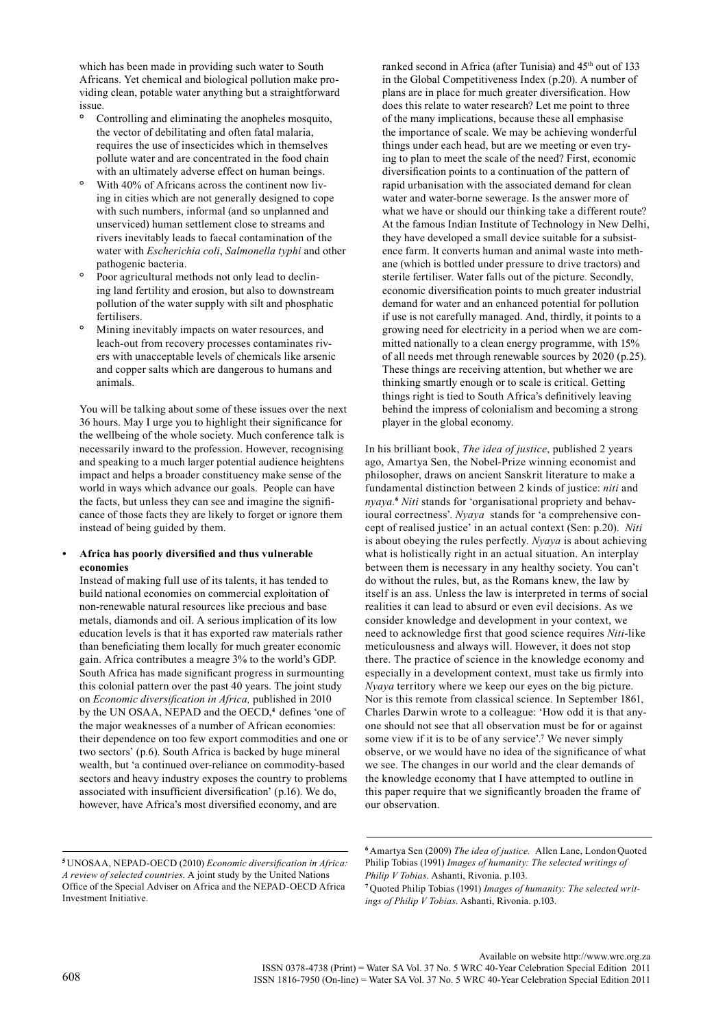which has been made in providing such water to South Africans. Yet chemical and biological pollution make providing clean, potable water anything but a straightforward issue.

- Controlling and eliminating the anopheles mosquito, the vector of debilitating and often fatal malaria, requires the use of insecticides which in themselves pollute water and are concentrated in the food chain with an ultimately adverse effect on human beings.
- With 40% of Africans across the continent now living in cities which are not generally designed to cope with such numbers, informal (and so unplanned and unserviced) human settlement close to streams and rivers inevitably leads to faecal contamination of the water with *Escherichia coli*, *Salmonella typhi* and other pathogenic bacteria.
- Poor agricultural methods not only lead to declining land fertility and erosion, but also to downstream pollution of the water supply with silt and phosphatic fertilisers.
- Mining inevitably impacts on water resources, and leach-out from recovery processes contaminates rivers with unacceptable levels of chemicals like arsenic and copper salts which are dangerous to humans and animals.

You will be talking about some of these issues over the next 36 hours. May I urge you to highlight their significance for the wellbeing of the whole society. Much conference talk is necessarily inward to the profession. However, recognising and speaking to a much larger potential audience heightens impact and helps a broader constituency make sense of the world in ways which advance our goals. People can have the facts, but unless they can see and imagine the significance of those facts they are likely to forget or ignore them instead of being guided by them.

- **Africa has poorly diversified and thus vulnerable economies**

  Instead of making full use of its talents, it has tended to build national economies on commercial exploitation of non-renewable natural resources like precious and base metals, diamonds and oil. A serious implication of its low education levels is that it has exported raw materials rather than beneficiating them locally for much greater economic gain. Africa contributes a meagre 3% to the world's GDP. South Africa has made significant progress in surmounting this colonial pattern over the past 40 years. The joint study on *Economic diversification in Africa,* published in 2010 by the UN OSAA, NEPAD and the OECD,[4] defines 'one of the major weaknesses of a number of African economies: their dependence on too few export commodities and one or two sectors' (p.6). South Africa is backed by huge mineral wealth, but 'a continued over-reliance on commodity-based sectors and heavy industry exposes the country to problems associated with insufficient diversification' (p.16). We do, however, have Africa's most diversified economy, and are ranked second in Africa (after Tunisia) and 45th out of 133 in the Global Competitiveness Index (p.20). A number of plans are in place for much greater diversification. How does this relate to water research? Let me point to three of the many implications, because these all emphasise the importance of scale. We may be achieving wonderful things under each head, but are we meeting or even trying to plan to meet the scale of the need? First, economic diversification points to a continuation of the pattern of rapid urbanisation with the associated demand for clean water and water-borne sewerage. Is the answer more of what we have or should our thinking take a different route? At the famous Indian Institute of Technology in New Delhi, they have developed a small device suitable for a subsistence farm. It converts human and animal waste into methane (which is bottled under pressure to drive tractors) and sterile fertiliser. Water falls out of the picture. Secondly, economic diversification points to much greater industrial demand for water and an enhanced potential for pollution if use is not carefully managed. And, thirdly, it points to a growing need for electricity in a period when we are committed nationally to a clean energy programme, with 15% of all needs met through renewable sources by 2020 (p.25). These things are receiving attention, but whether we are thinking smartly enough or to scale is critical. Getting things right is tied to South Africa's definitively leaving behind the impress of colonialism and becoming a strong player in the global economy.

In his brilliant book, *The idea of justice*, published 2 years ago, Amartya Sen, the Nobel-Prize winning economist and philosopher, draws on ancient Sanskrit literature to make a fundamental distinction between 2 kinds of justice: *niti* and *nyaya*.[6] *Niti* stands for 'organisational propriety and behavioural correctness'. *Nyaya* stands for 'a comprehensive concept of realised justice' in an actual context (Sen: p.20). *Niti* is about obeying the rules perfectly. *Nyaya* is about achieving what is holistically right in an actual situation. An interplay between them is necessary in any healthy society. You can't do without the rules, but, as the Romans knew, the law by itself is an ass. Unless the law is interpreted in terms of social realities it can lead to absurd or even evil decisions. As we consider knowledge and development in your context, we need to acknowledge first that good science requires *Niti*-like meticulousness and always will. However, it does not stop there. The practice of science in the knowledge economy and especially in a development context, must take us firmly into *Nyaya* territory where we keep our eyes on the big picture. Nor is this remote from classical science. In September 1861, Charles Darwin wrote to a colleague: 'How odd it is that anyone should not see that all observation must be for or against some view if it is to be of any service'.[7] We never simply observe, or we would have no idea of the significance of what we see. The changes in our world and the clear demands of the knowledge economy that I have attempted to outline in this paper require that we significantly broaden the frame of our observation.

---

[5] UNOSAA, NEPAD-OECD (2010) *Economic diversification in Africa: A review of selected countries*. A joint study by the United Nations Office of the Special Adviser on Africa and the NEPAD-OECD Africa Investment Initiative.

[6] Amartya Sen (2009) *The idea of justice.* Allen Lane, London Quoted Philip Tobias (1991) *Images of humanity: The selected writings of Philip V Tobias*. Ashanti, Rivonia. p.103.

[7] Quoted Philip Tobias (1991) *Images of humanity: The selected writings of Philip V Tobias*. Ashanti, Rivonia. p.103.